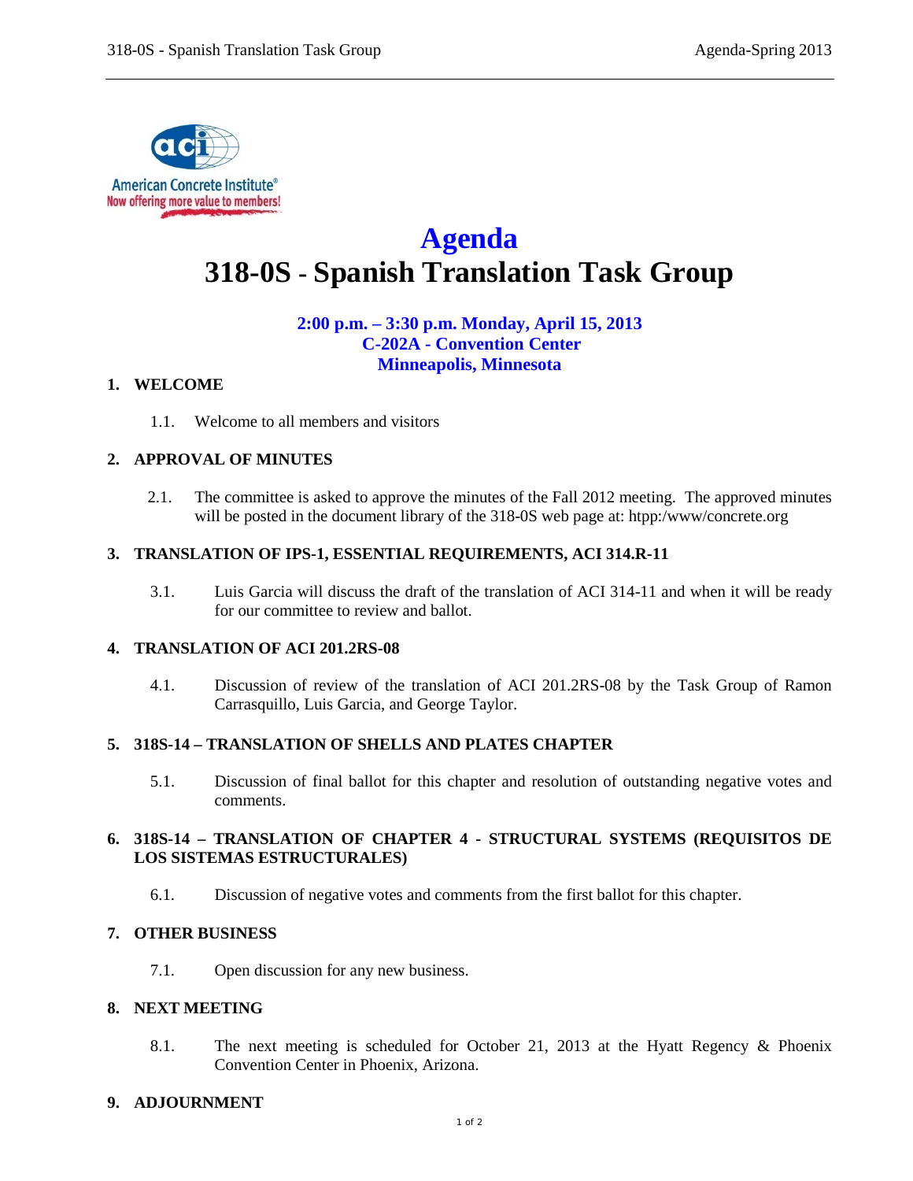# Agenda

# 318-0S - Spanish Translation Task Group

**2:00 p.m. – 3:30 p.m. Monday, April 15, 2013**
**C-202A - Convention Center**
**Minneapolis, Minnesota**

## 1. WELCOME

1.1. Welcome to all members and visitors

## 2. APPROVAL OF MINUTES

2.1. The committee is asked to approve the minutes of the Fall 2012 meeting. The approved minutes will be posted in the document library of the 318-0S web page at: htpp:/www/concrete.org

## 3. TRANSLATION OF IPS-1, ESSENTIAL REQUIREMENTS, ACI 314.R-11

3.1. Luis Garcia will discuss the draft of the translation of ACI 314-11 and when it will be ready for our committee to review and ballot.

## 4. TRANSLATION OF ACI 201.2RS-08

4.1. Discussion of review of the translation of ACI 201.2RS-08 by the Task Group of Ramon Carrasquillo, Luis Garcia, and George Taylor.

## 5. 318S-14 – TRANSLATION OF SHELLS AND PLATES CHAPTER

5.1. Discussion of final ballot for this chapter and resolution of outstanding negative votes and comments.

## 6. 318S-14 – TRANSLATION OF CHAPTER 4 - STRUCTURAL SYSTEMS (REQUISITOS DE LOS SISTEMAS ESTRUCTURALES)

6.1. Discussion of negative votes and comments from the first ballot for this chapter.

## 7. OTHER BUSINESS

7.1. Open discussion for any new business.

## 8. NEXT MEETING

8.1. The next meeting is scheduled for October 21, 2013 at the Hyatt Regency & Phoenix Convention Center in Phoenix, Arizona.

## 9. ADJOURNMENT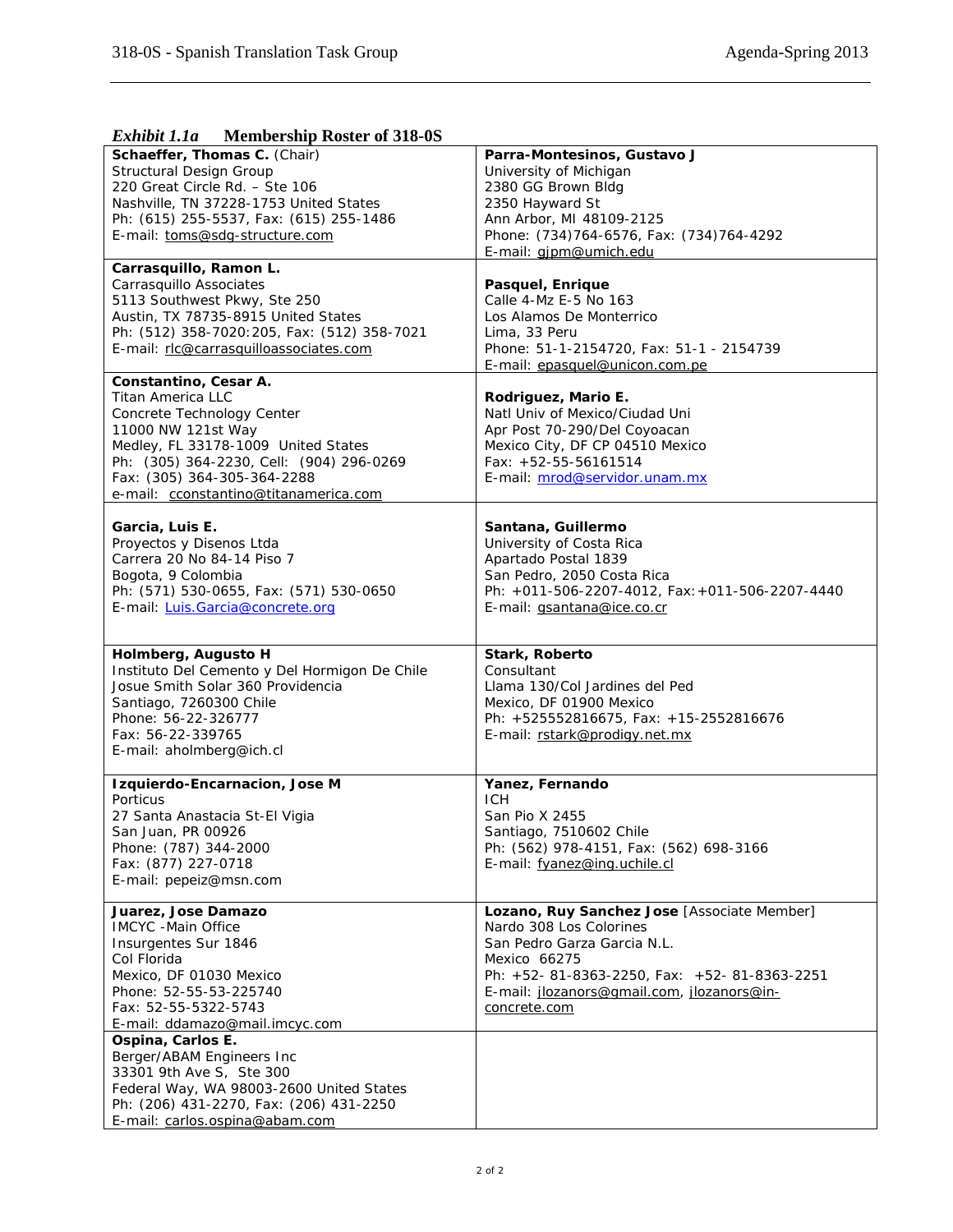*Exhibit 1.1a* **Membership Roster of 318-0S**

| | |
|---|---|
| **Schaeffer, Thomas C.** (Chair)<br>Structural Design Group<br>220 Great Circle Rd. – Ste 106<br>Nashville, TN 37228-1753 United States<br>Ph: (615) 255-5537, Fax: (615) 255-1486<br>E-mail: toms@sdg-structure.com | **Parra-Montesinos, Gustavo J**<br>University of Michigan<br>2380 GG Brown Bldg<br>2350 Hayward St<br>Ann Arbor, MI 48109-2125<br>Phone: (734)764-6576, Fax: (734)764-4292<br>E-mail: gjpm@umich.edu |
| **Carrasquillo, Ramon L.**<br>Carrasquillo Associates<br>5113 Southwest Pkwy, Ste 250<br>Austin, TX 78735-8915 United States<br>Ph: (512) 358-7020:205, Fax: (512) 358-7021<br>E-mail: rlc@carrasquilloassociates.com | **Pasquel, Enrique**<br>Calle 4-Mz E-5 No 163<br>Los Alamos De Monterrico<br>Lima, 33 Peru<br>Phone: 51-1-2154720, Fax: 51-1 - 2154739<br>E-mail: epasquel@unicon.com.pe |
| **Constantino, Cesar A.**<br>Titan America LLC<br>Concrete Technology Center<br>11000 NW 121st Way<br>Medley, FL 33178-1009 United States<br>Ph: (305) 364-2230, Cell: (904) 296-0269<br>Fax: (305) 364-305-364-2288<br>e-mail: cconstantino@titanamerica.com | **Rodriguez, Mario E.**<br>Natl Univ of Mexico/Ciudad Uni<br>Apr Post 70-290/Del Coyoacan<br>Mexico City, DF CP 04510 Mexico<br>Fax: +52-55-56161514<br>E-mail: mrod@servidor.unam.mx |
| **Garcia, Luis E.**<br>Proyectos y Disenos Ltda<br>Carrera 20 No 84-14 Piso 7<br>Bogota, 9 Colombia<br>Ph: (571) 530-0655, Fax: (571) 530-0650<br>E-mail: Luis.Garcia@concrete.org | **Santana, Guillermo**<br>University of Costa Rica<br>Apartado Postal 1839<br>San Pedro, 2050 Costa Rica<br>Ph: +011-506-2207-4012, Fax:+011-506-2207-4440<br>E-mail: gsantana@ice.co.cr |
| **Holmberg, Augusto H**<br>Instituto Del Cemento y Del Hormigon De Chile<br>Josue Smith Solar 360 Providencia<br>Santiago, 7260300 Chile<br>Phone: 56-22-326777<br>Fax: 56-22-339765<br>E-mail: aholmberg@ich.cl | **Stark, Roberto**<br>Consultant<br>Llama 130/Col Jardines del Ped<br>Mexico, DF 01900 Mexico<br>Ph: +525552816675, Fax: +15-2552816676<br>E-mail: rstark@prodigy.net.mx |
| **Izquierdo-Encarnacion, Jose M**<br>Porticus<br>27 Santa Anastacia St-El Vigia<br>San Juan, PR 00926<br>Phone: (787) 344-2000<br>Fax: (877) 227-0718<br>E-mail: pepeiz@msn.com | **Yanez, Fernando**<br>ICH<br>San Pio X 2455<br>Santiago, 7510602 Chile<br>Ph: (562) 978-4151, Fax: (562) 698-3166<br>E-mail: fyanez@ing.uchile.cl |
| **Juarez, Jose Damazo**<br>IMCYC -Main Office<br>Insurgentes Sur 1846<br>Col Florida<br>Mexico, DF 01030 Mexico<br>Phone: 52-55-53-225740<br>Fax: 52-55-5322-5743<br>E-mail: ddamazo@mail.imcyc.com | **Lozano, Ruy Sanchez Jose** [Associate Member]<br>Nardo 308 Los Colorines<br>San Pedro Garza Garcia N.L.<br>Mexico 66275<br>Ph: +52- 81-8363-2250, Fax: +52- 81-8363-2251<br>E-mail: jlozanors@gmail.com, jlozanors@in-concrete.com |
| **Ospina, Carlos E.**<br>Berger/ABAM Engineers Inc<br>33301 9th Ave S, Ste 300<br>Federal Way, WA 98003-2600 United States<br>Ph: (206) 431-2270, Fax: (206) 431-2250<br>E-mail: carlos.ospina@abam.com | |